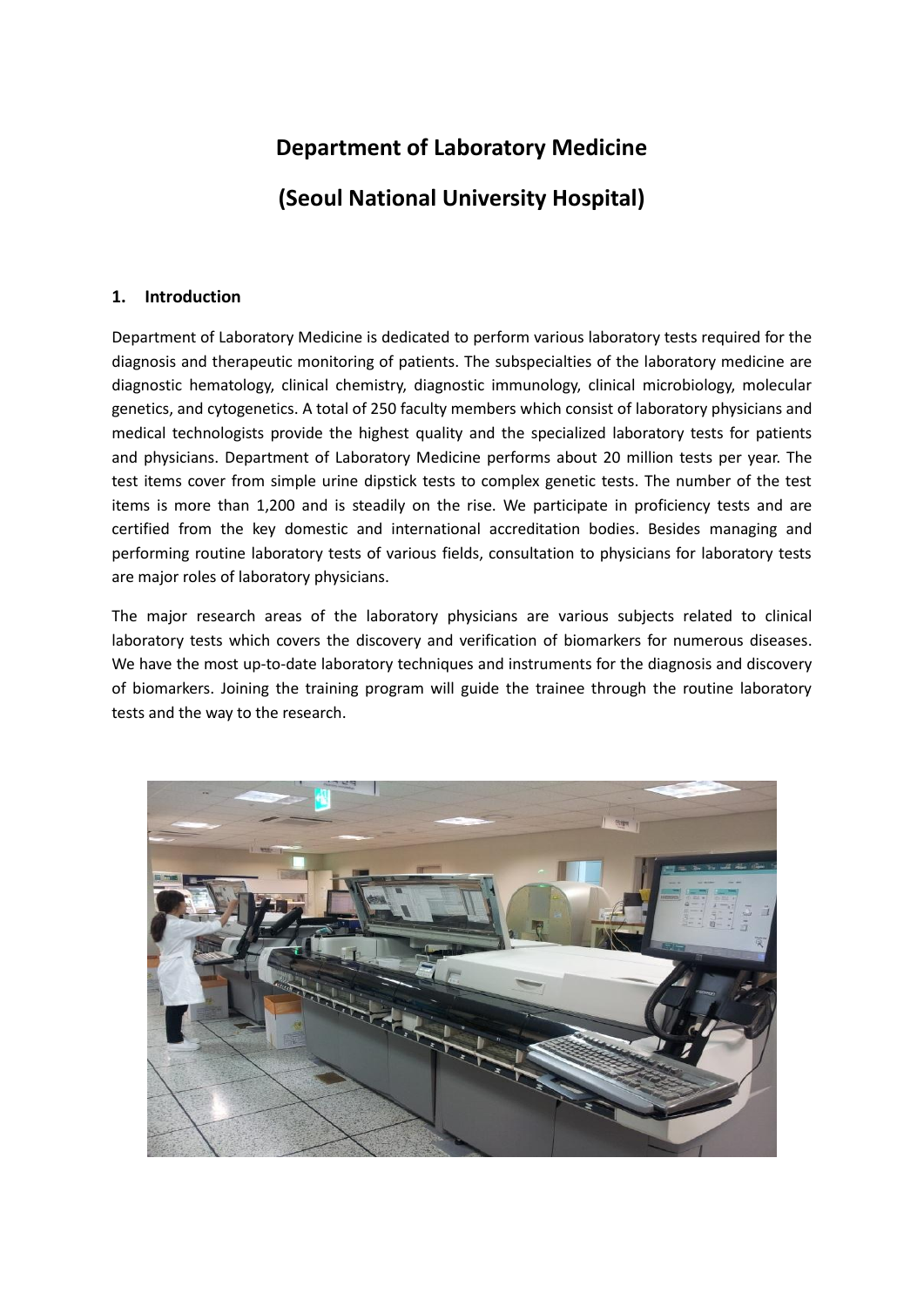# Department of Laboratory Medicine

# (Seoul National University Hospital)

## 1. Introduction

Department of Laboratory Medicine is dedicated to perform various laboratory tests required for the diagnosis and therapeutic monitoring of patients. The subspecialties of the laboratory medicine are diagnostic hematology, clinical chemistry, diagnostic immunology, clinical microbiology, molecular genetics, and cytogenetics. A total of 250 faculty members which consist of laboratory physicians and medical technologists provide the highest quality and the specialized laboratory tests for patients and physicians. Department of Laboratory Medicine performs about 20 million tests per year. The test items cover from simple urine dipstick tests to complex genetic tests. The number of the test items is more than 1,200 and is steadily on the rise. We participate in proficiency tests and are certified from the key domestic and international accreditation bodies. Besides managing and performing routine laboratory tests of various fields, consultation to physicians for laboratory tests are major roles of laboratory physicians.

The major research areas of the laboratory physicians are various subjects related to clinical laboratory tests which covers the discovery and verification of biomarkers for numerous diseases. We have the most up-to-date laboratory techniques and instruments for the diagnosis and discovery of biomarkers. Joining the training program will guide the trainee through the routine laboratory tests and the way to the research.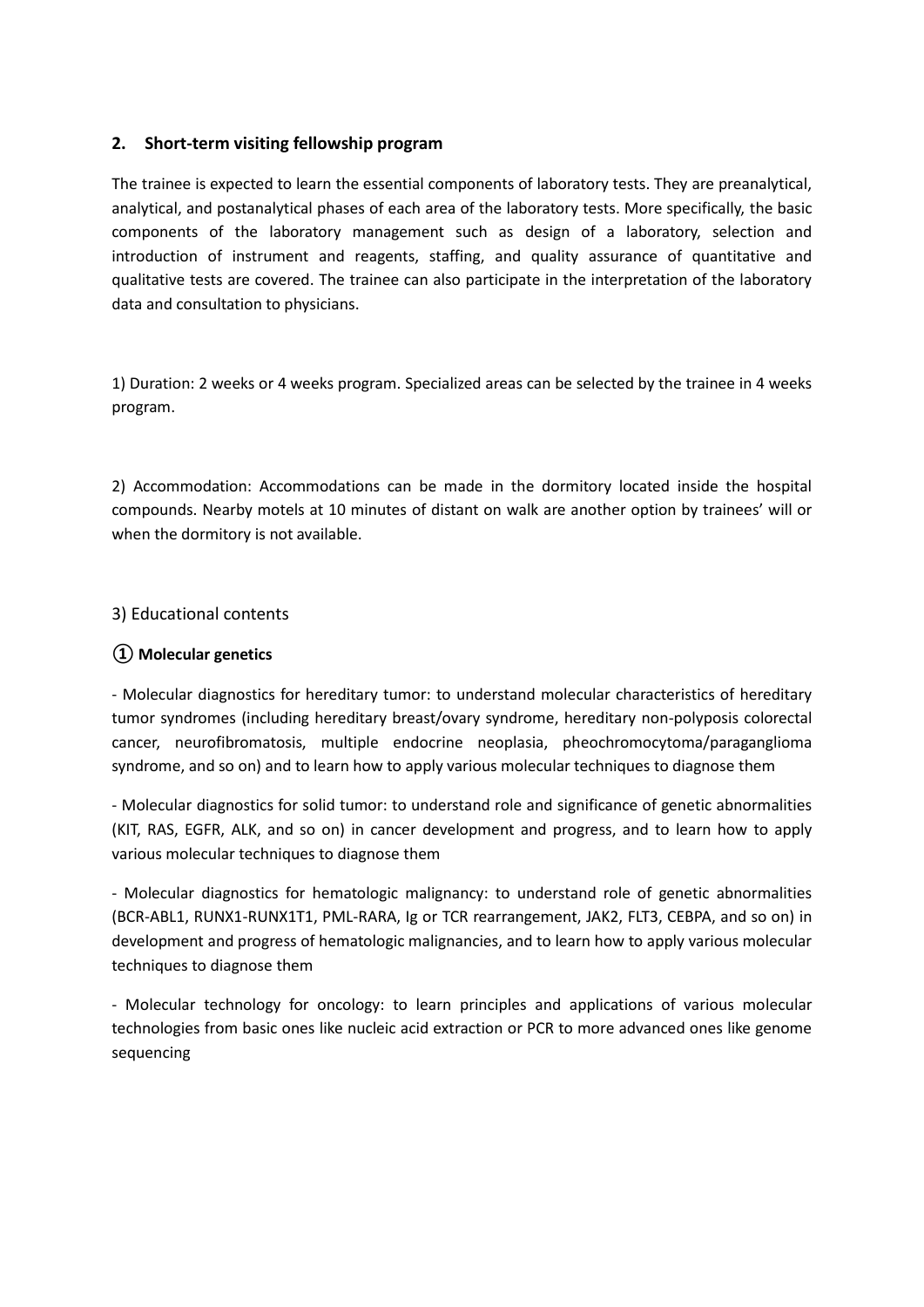## 2. Short-term visiting fellowship program

The trainee is expected to learn the essential components of laboratory tests. They are preanalytical, analytical, and postanalytical phases of each area of the laboratory tests. More specifically, the basic components of the laboratory management such as design of a laboratory, selection and introduction of instrument and reagents, staffing, and quality assurance of quantitative and qualitative tests are covered. The trainee can also participate in the interpretation of the laboratory data and consultation to physicians.

1) Duration: 2 weeks or 4 weeks program. Specialized areas can be selected by the trainee in 4 weeks program.

2) Accommodation: Accommodations can be made in the dormitory located inside the hospital compounds. Nearby motels at 10 minutes of distant on walk are another option by trainees' will or when the dormitory is not available.

3) Educational contents

**① Molecular genetics**

- Molecular diagnostics for hereditary tumor: to understand molecular characteristics of hereditary tumor syndromes (including hereditary breast/ovary syndrome, hereditary non-polyposis colorectal cancer, neurofibromatosis, multiple endocrine neoplasia, pheochromocytoma/paraganglioma syndrome, and so on) and to learn how to apply various molecular techniques to diagnose them

- Molecular diagnostics for solid tumor: to understand role and significance of genetic abnormalities (KIT, RAS, EGFR, ALK, and so on) in cancer development and progress, and to learn how to apply various molecular techniques to diagnose them

- Molecular diagnostics for hematologic malignancy: to understand role of genetic abnormalities (BCR-ABL1, RUNX1-RUNX1T1, PML-RARA, Ig or TCR rearrangement, JAK2, FLT3, CEBPA, and so on) in development and progress of hematologic malignancies, and to learn how to apply various molecular techniques to diagnose them

- Molecular technology for oncology: to learn principles and applications of various molecular technologies from basic ones like nucleic acid extraction or PCR to more advanced ones like genome sequencing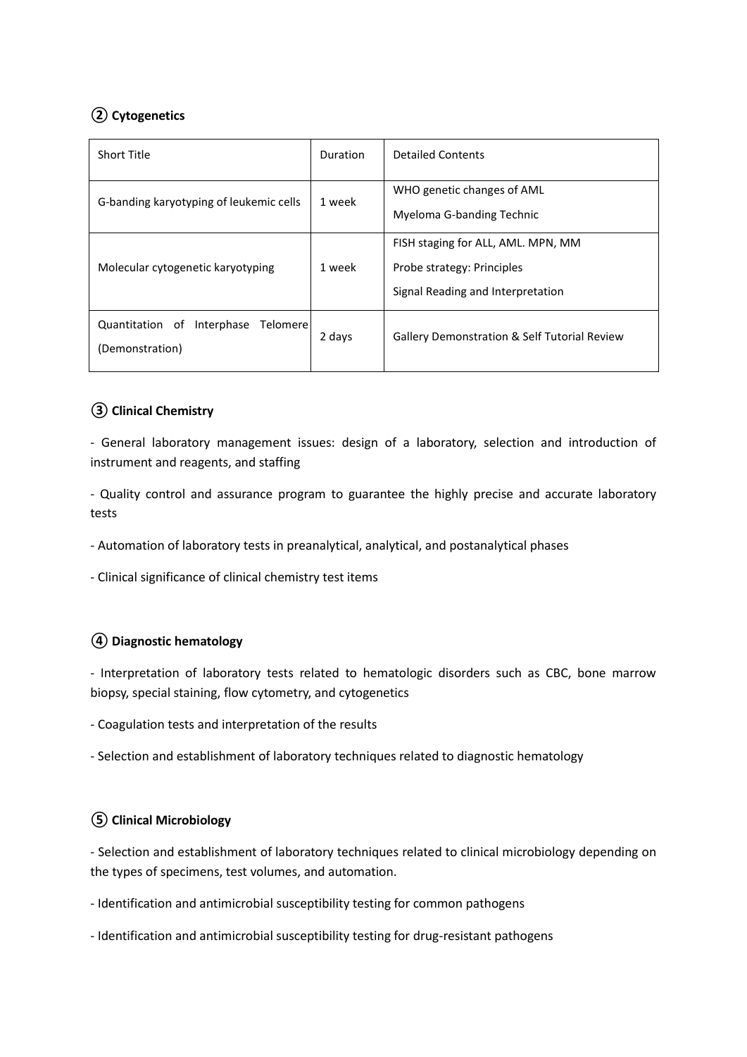### ② Cytogenetics

| Short Title | Duration | Detailed Contents |
| --- | --- | --- |
| G-banding karyotyping of leukemic cells | 1 week | WHO genetic changes of AML<br>Myeloma G-banding Technic |
| Molecular cytogenetic karyotyping | 1 week | FISH staging for ALL, AML. MPN, MM<br>Probe strategy: Principles<br>Signal Reading and Interpretation |
| Quantitation of Interphase Telomere (Demonstration) | 2 days | Gallery Demonstration & Self Tutorial Review |

### ③ Clinical Chemistry

- General laboratory management issues: design of a laboratory, selection and introduction of instrument and reagents, and staffing

- Quality control and assurance program to guarantee the highly precise and accurate laboratory tests

- Automation of laboratory tests in preanalytical, analytical, and postanalytical phases

- Clinical significance of clinical chemistry test items

### ④ Diagnostic hematology

- Interpretation of laboratory tests related to hematologic disorders such as CBC, bone marrow biopsy, special staining, flow cytometry, and cytogenetics

- Coagulation tests and interpretation of the results

- Selection and establishment of laboratory techniques related to diagnostic hematology

### ⑤ Clinical Microbiology

- Selection and establishment of laboratory techniques related to clinical microbiology depending on the types of specimens, test volumes, and automation.

- Identification and antimicrobial susceptibility testing for common pathogens

- Identification and antimicrobial susceptibility testing for drug-resistant pathogens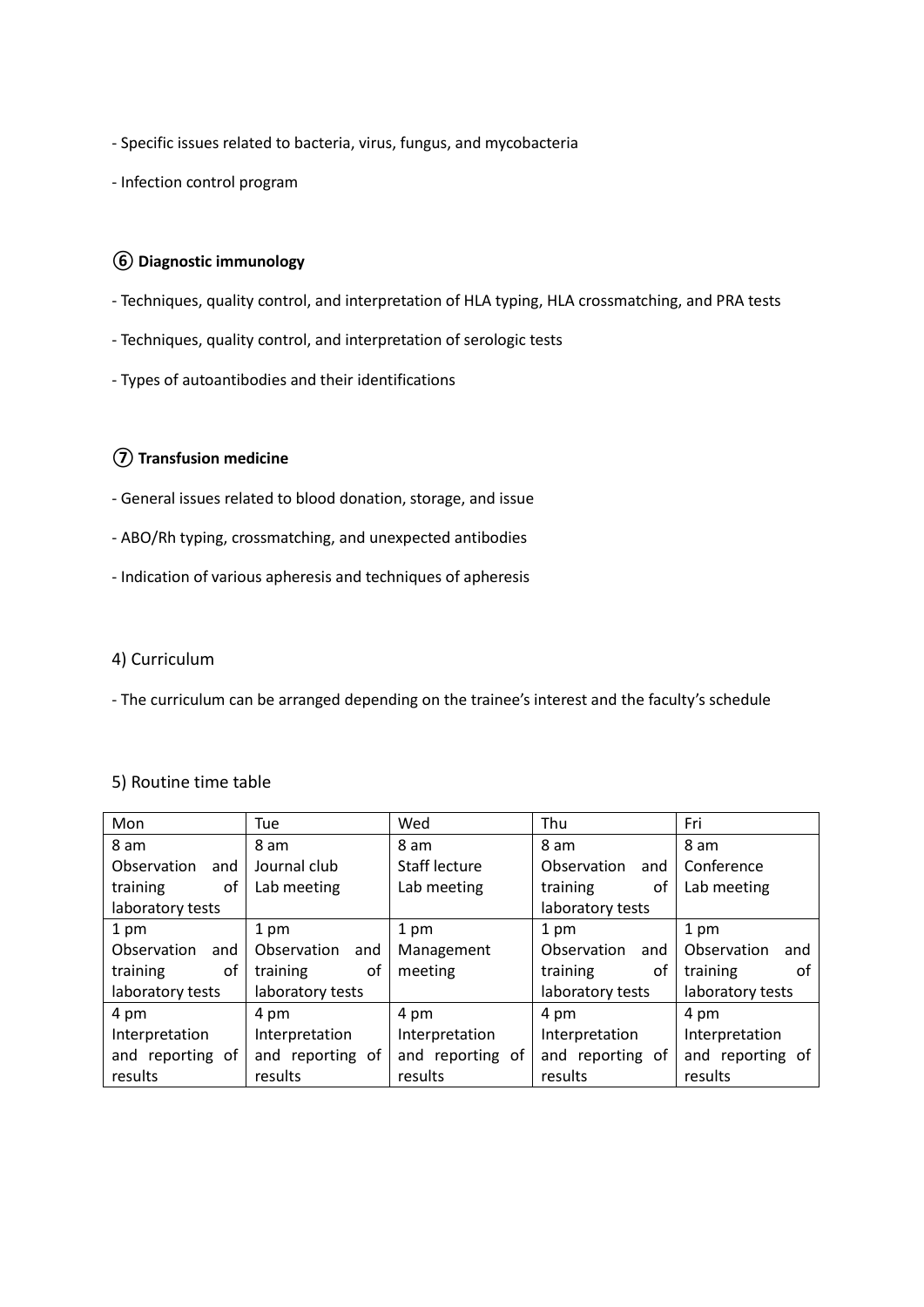- Specific issues related to bacteria, virus, fungus, and mycobacteria

- Infection control program

### ⑥ **Diagnostic immunology**

- Techniques, quality control, and interpretation of HLA typing, HLA crossmatching, and PRA tests

- Techniques, quality control, and interpretation of serologic tests

- Types of autoantibodies and their identifications

### ⑦ **Transfusion medicine**

- General issues related to blood donation, storage, and issue

- ABO/Rh typing, crossmatching, and unexpected antibodies

- Indication of various apheresis and techniques of apheresis

## 4) Curriculum

- The curriculum can be arranged depending on the trainee's interest and the faculty's schedule

## 5) Routine time table

| Mon | Tue | Wed | Thu | Fri |
|---|---|---|---|---|
| 8 am<br>Observation and training of laboratory tests | 8 am<br>Journal club<br>Lab meeting | 8 am<br>Staff lecture<br>Lab meeting | 8 am<br>Observation and training of laboratory tests | 8 am<br>Conference<br>Lab meeting |
| 1 pm<br>Observation and training of laboratory tests | 1 pm<br>Observation and training of laboratory tests | 1 pm<br>Management meeting | 1 pm<br>Observation and training of laboratory tests | 1 pm<br>Observation and training of laboratory tests |
| 4 pm<br>Interpretation and reporting of results | 4 pm<br>Interpretation and reporting of results | 4 pm<br>Interpretation and reporting of results | 4 pm<br>Interpretation and reporting of results | 4 pm<br>Interpretation and reporting of results |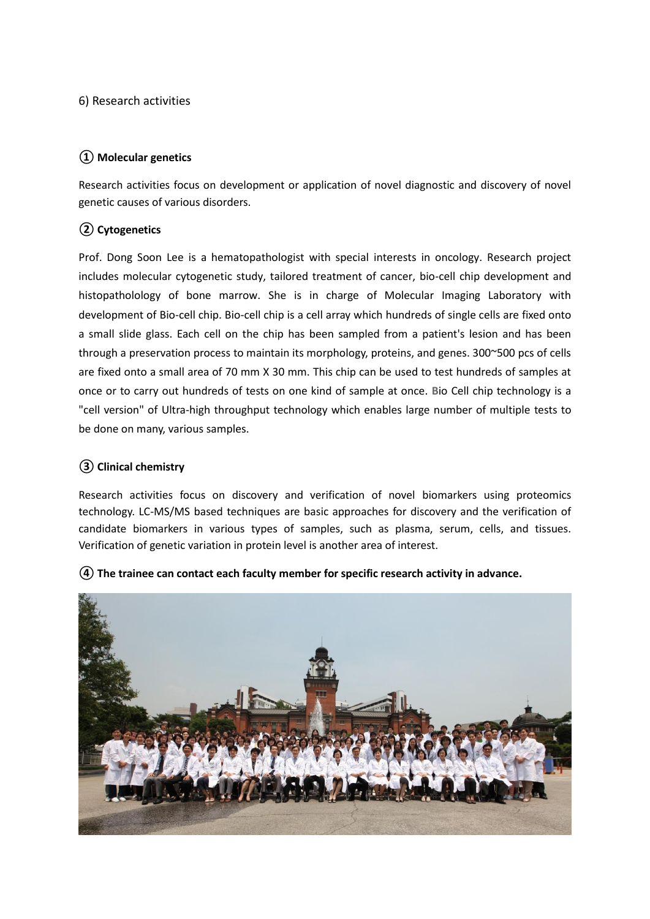6) Research activities

**① Molecular genetics**

Research activities focus on development or application of novel diagnostic and discovery of novel genetic causes of various disorders.

**② Cytogenetics**

Prof. Dong Soon Lee is a hematopathologist with special interests in oncology. Research project includes molecular cytogenetic study, tailored treatment of cancer, bio-cell chip development and histopathololology of bone marrow. She is in charge of Molecular Imaging Laboratory with development of Bio-cell chip. Bio-cell chip is a cell array which hundreds of single cells are fixed onto a small slide glass. Each cell on the chip has been sampled from a patient's lesion and has been through a preservation process to maintain its morphology, proteins, and genes. 300~500 pcs of cells are fixed onto a small area of 70 mm X 30 mm. This chip can be used to test hundreds of samples at once or to carry out hundreds of tests on one kind of sample at once. Bio Cell chip technology is a "cell version" of Ultra-high throughput technology which enables large number of multiple tests to be done on many, various samples.

**③ Clinical chemistry**

Research activities focus on discovery and verification of novel biomarkers using proteomics technology. LC-MS/MS based techniques are basic approaches for discovery and the verification of candidate biomarkers in various types of samples, such as plasma, serum, cells, and tissues. Verification of genetic variation in protein level is another area of interest.

**④ The trainee can contact each faculty member for specific research activity in advance.**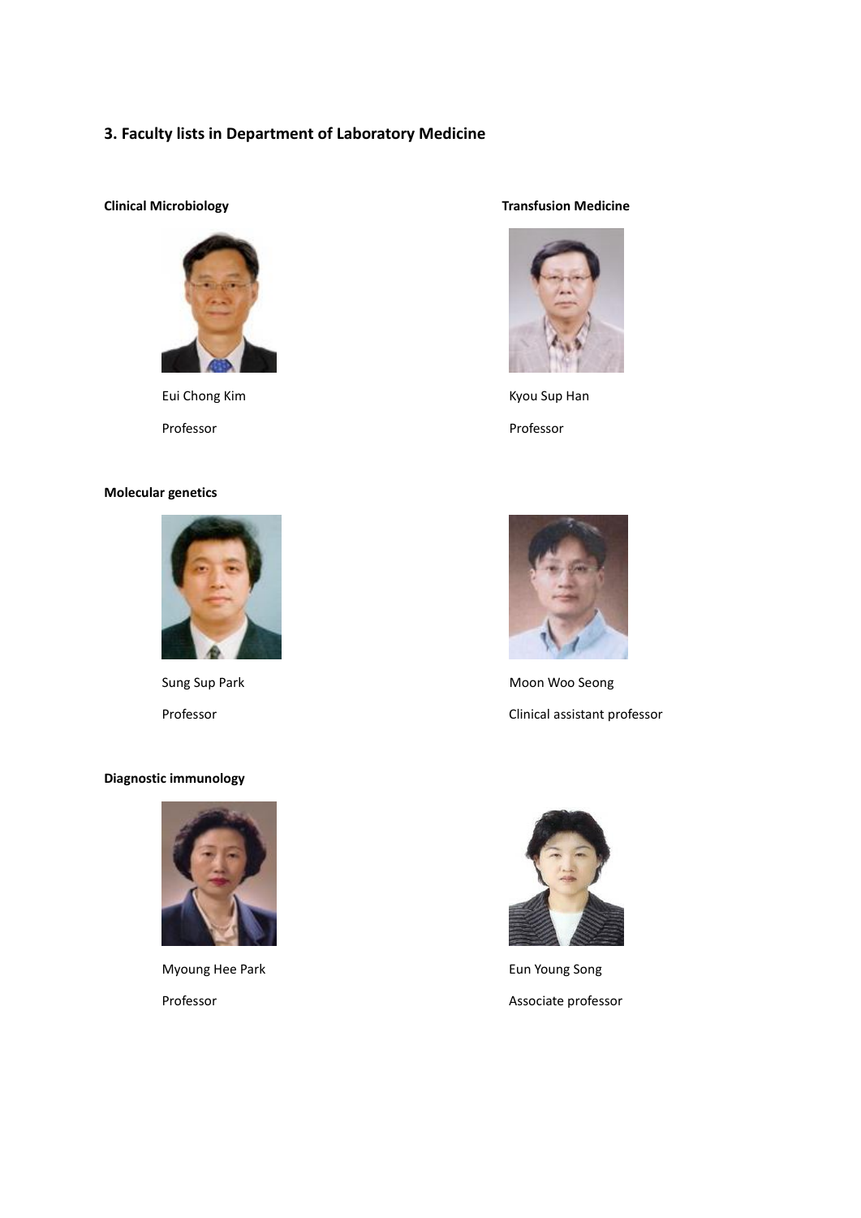## 3. Faculty lists in Department of Laboratory Medicine

**Clinical Microbiology**

Eui Chong Kim

Professor

**Transfusion Medicine**

Kyou Sup Han

Professor

**Molecular genetics**

Sung Sup Park

Professor

Moon Woo Seong

Clinical assistant professor

**Diagnostic immunology**

Myoung Hee Park

Professor

Eun Young Song

Associate professor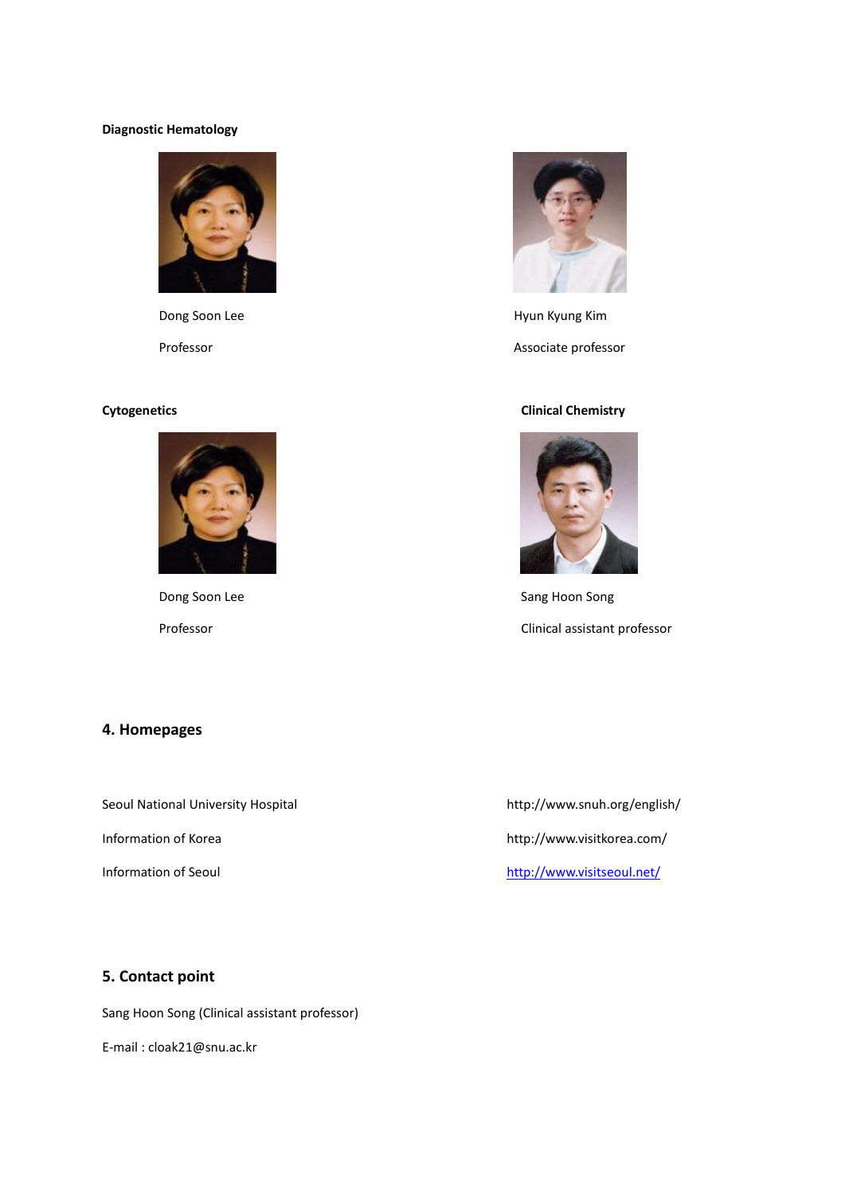**Diagnostic Hematology**

Dong Soon Lee

Professor

Hyun Kyung Kim

Associate professor

**Cytogenetics**

Dong Soon Lee

Professor

**Clinical Chemistry**

Sang Hoon Song

Clinical assistant professor

## 4. Homepages

| | |
|---|---|
| Seoul National University Hospital | http://www.snuh.org/english/ |
| Information of Korea | http://www.visitkorea.com/ |
| Information of Seoul | http://www.visitseoul.net/ |

## 5. Contact point

Sang Hoon Song (Clinical assistant professor)

E-mail : cloak21@snu.ac.kr